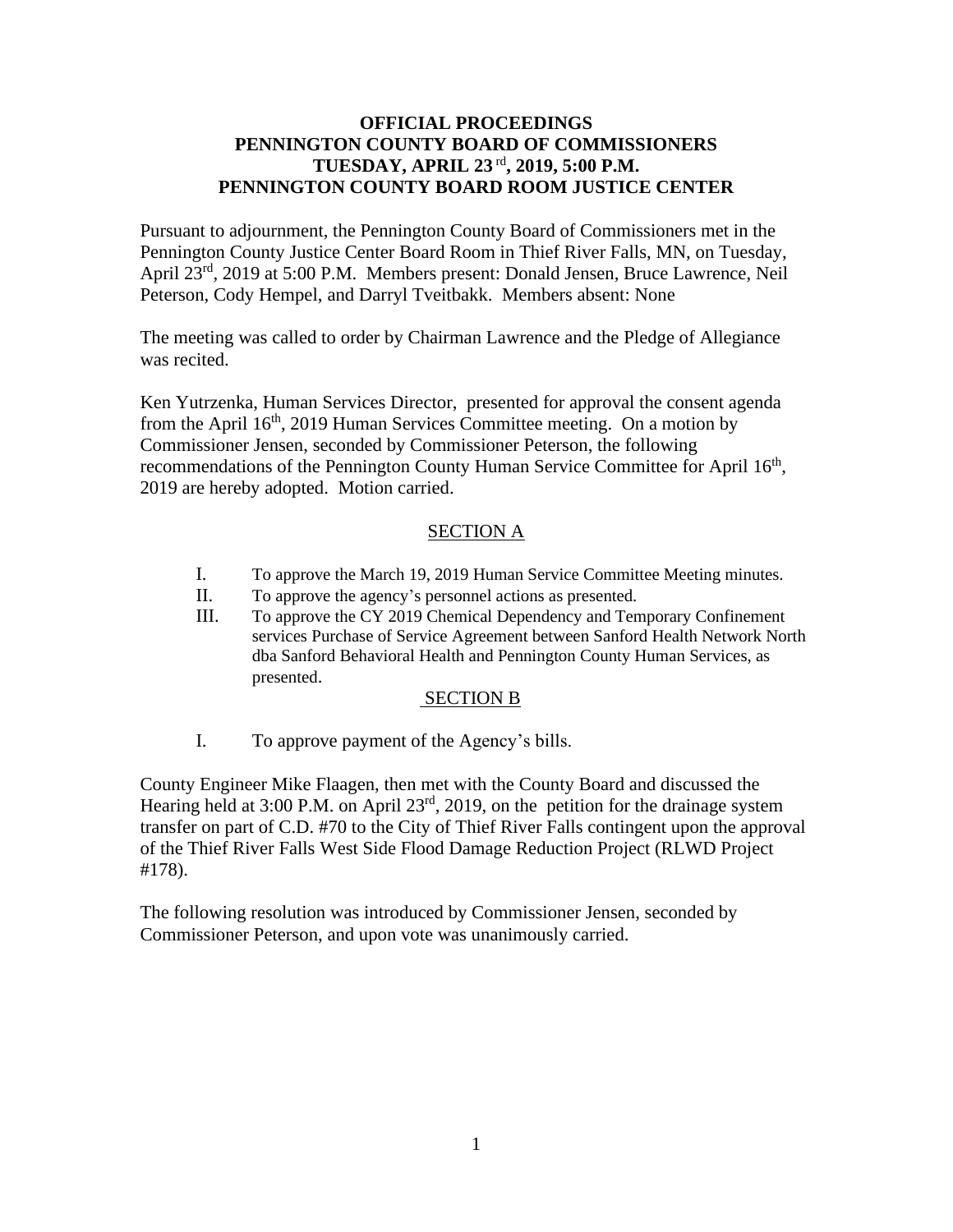# OFFICIAL PROCEEDINGS
# PENNINGTON COUNTY BOARD OF COMMISSIONERS
# TUESDAY, APRIL 23rd, 2019, 5:00 P.M.
# PENNINGTON COUNTY BOARD ROOM JUSTICE CENTER

Pursuant to adjournment, the Pennington County Board of Commissioners met in the Pennington County Justice Center Board Room in Thief River Falls, MN, on Tuesday, April 23rd, 2019 at 5:00 P.M. Members present: Donald Jensen, Bruce Lawrence, Neil Peterson, Cody Hempel, and Darryl Tveitbakk. Members absent: None

The meeting was called to order by Chairman Lawrence and the Pledge of Allegiance was recited.

Ken Yutrzenka, Human Services Director, presented for approval the consent agenda from the April 16th, 2019 Human Services Committee meeting. On a motion by Commissioner Jensen, seconded by Commissioner Peterson, the following recommendations of the Pennington County Human Service Committee for April 16th, 2019 are hereby adopted. Motion carried.

SECTION A

I. To approve the March 19, 2019 Human Service Committee Meeting minutes.
II. To approve the agency's personnel actions as presented.
III. To approve the CY 2019 Chemical Dependency and Temporary Confinement services Purchase of Service Agreement between Sanford Health Network North dba Sanford Behavioral Health and Pennington County Human Services, as presented.

SECTION B

I. To approve payment of the Agency's bills.

County Engineer Mike Flaagen, then met with the County Board and discussed the Hearing held at 3:00 P.M. on April 23rd, 2019, on the petition for the drainage system transfer on part of C.D. #70 to the City of Thief River Falls contingent upon the approval of the Thief River Falls West Side Flood Damage Reduction Project (RLWD Project #178).

The following resolution was introduced by Commissioner Jensen, seconded by Commissioner Peterson, and upon vote was unanimously carried.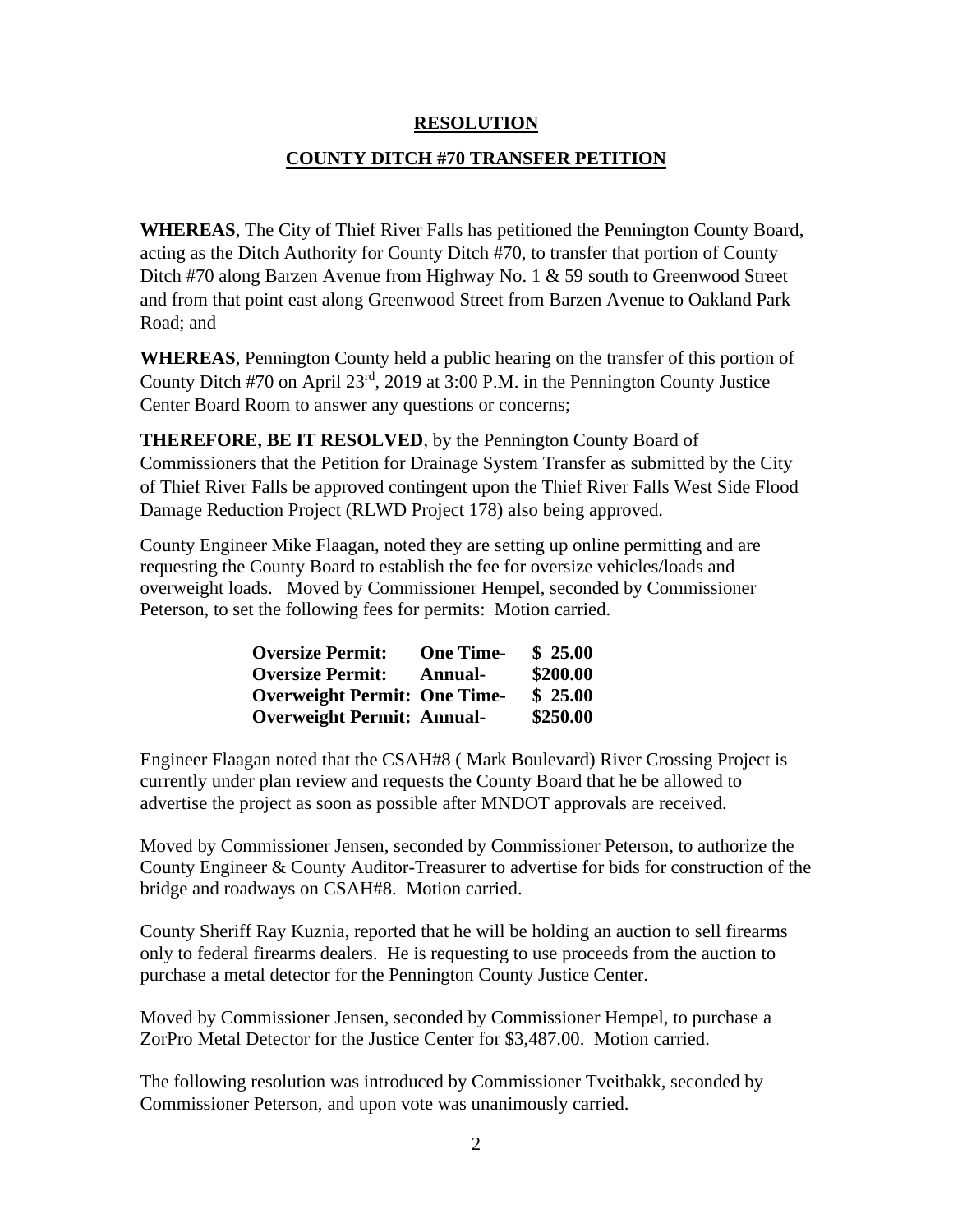**RESOLUTION**

**COUNTY DITCH #70 TRANSFER PETITION**

**WHEREAS**, The City of Thief River Falls has petitioned the Pennington County Board, acting as the Ditch Authority for County Ditch #70, to transfer that portion of County Ditch #70 along Barzen Avenue from Highway No. 1 & 59 south to Greenwood Street and from that point east along Greenwood Street from Barzen Avenue to Oakland Park Road; and

**WHEREAS**, Pennington County held a public hearing on the transfer of this portion of County Ditch #70 on April 23rd, 2019 at 3:00 P.M. in the Pennington County Justice Center Board Room to answer any questions or concerns;

**THEREFORE, BE IT RESOLVED**, by the Pennington County Board of Commissioners that the Petition for Drainage System Transfer as submitted by the City of Thief River Falls be approved contingent upon the Thief River Falls West Side Flood Damage Reduction Project (RLWD Project 178) also being approved.

County Engineer Mike Flaagan, noted they are setting up online permitting and are requesting the County Board to establish the fee for oversize vehicles/loads and overweight loads. Moved by Commissioner Hempel, seconded by Commissioner Peterson, to set the following fees for permits: Motion carried.

| | | |
|---|---|---|
| **Oversize Permit:** | **One Time-** | **$ 25.00** |
| **Oversize Permit:** | **Annual-** | **$200.00** |
| **Overweight Permit:** | **One Time-** | **$ 25.00** |
| **Overweight Permit:** | **Annual-** | **$250.00** |

Engineer Flaagan noted that the CSAH#8 ( Mark Boulevard) River Crossing Project is currently under plan review and requests the County Board that he be allowed to advertise the project as soon as possible after MNDOT approvals are received.

Moved by Commissioner Jensen, seconded by Commissioner Peterson, to authorize the County Engineer & County Auditor-Treasurer to advertise for bids for construction of the bridge and roadways on CSAH#8. Motion carried.

County Sheriff Ray Kuznia, reported that he will be holding an auction to sell firearms only to federal firearms dealers. He is requesting to use proceeds from the auction to purchase a metal detector for the Pennington County Justice Center.

Moved by Commissioner Jensen, seconded by Commissioner Hempel, to purchase a ZorPro Metal Detector for the Justice Center for $3,487.00. Motion carried.

The following resolution was introduced by Commissioner Tveitbakk, seconded by Commissioner Peterson, and upon vote was unanimously carried.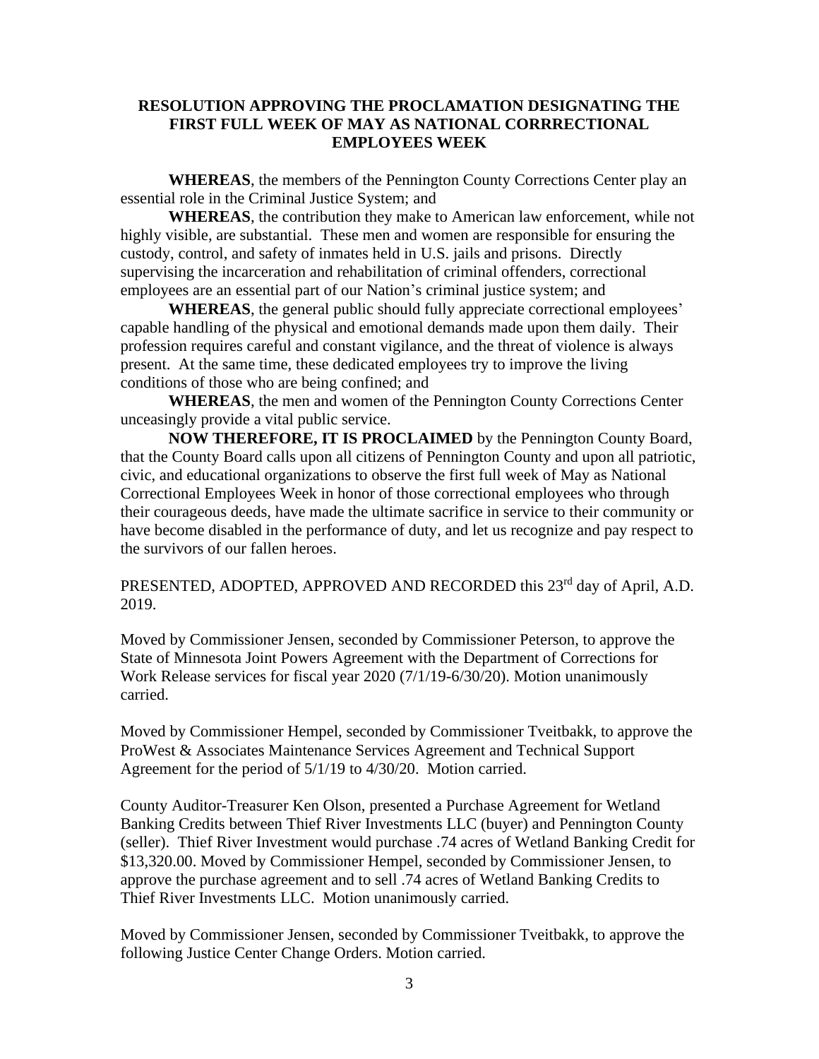## RESOLUTION APPROVING THE PROCLAMATION DESIGNATING THE FIRST FULL WEEK OF MAY AS NATIONAL CORRRECTIONAL EMPLOYEES WEEK

**WHEREAS**, the members of the Pennington County Corrections Center play an essential role in the Criminal Justice System; and

**WHEREAS**, the contribution they make to American law enforcement, while not highly visible, are substantial. These men and women are responsible for ensuring the custody, control, and safety of inmates held in U.S. jails and prisons. Directly supervising the incarceration and rehabilitation of criminal offenders, correctional employees are an essential part of our Nation's criminal justice system; and

**WHEREAS**, the general public should fully appreciate correctional employees' capable handling of the physical and emotional demands made upon them daily. Their profession requires careful and constant vigilance, and the threat of violence is always present. At the same time, these dedicated employees try to improve the living conditions of those who are being confined; and

**WHEREAS**, the men and women of the Pennington County Corrections Center unceasingly provide a vital public service.

**NOW THEREFORE, IT IS PROCLAIMED** by the Pennington County Board, that the County Board calls upon all citizens of Pennington County and upon all patriotic, civic, and educational organizations to observe the first full week of May as National Correctional Employees Week in honor of those correctional employees who through their courageous deeds, have made the ultimate sacrifice in service to their community or have become disabled in the performance of duty, and let us recognize and pay respect to the survivors of our fallen heroes.

PRESENTED, ADOPTED, APPROVED AND RECORDED this 23rd day of April, A.D. 2019.

Moved by Commissioner Jensen, seconded by Commissioner Peterson, to approve the State of Minnesota Joint Powers Agreement with the Department of Corrections for Work Release services for fiscal year 2020 (7/1/19-6/30/20). Motion unanimously carried.

Moved by Commissioner Hempel, seconded by Commissioner Tveitbakk, to approve the ProWest & Associates Maintenance Services Agreement and Technical Support Agreement for the period of 5/1/19 to 4/30/20. Motion carried.

County Auditor-Treasurer Ken Olson, presented a Purchase Agreement for Wetland Banking Credits between Thief River Investments LLC (buyer) and Pennington County (seller). Thief River Investment would purchase .74 acres of Wetland Banking Credit for $13,320.00. Moved by Commissioner Hempel, seconded by Commissioner Jensen, to approve the purchase agreement and to sell .74 acres of Wetland Banking Credits to Thief River Investments LLC. Motion unanimously carried.

Moved by Commissioner Jensen, seconded by Commissioner Tveitbakk, to approve the following Justice Center Change Orders. Motion carried.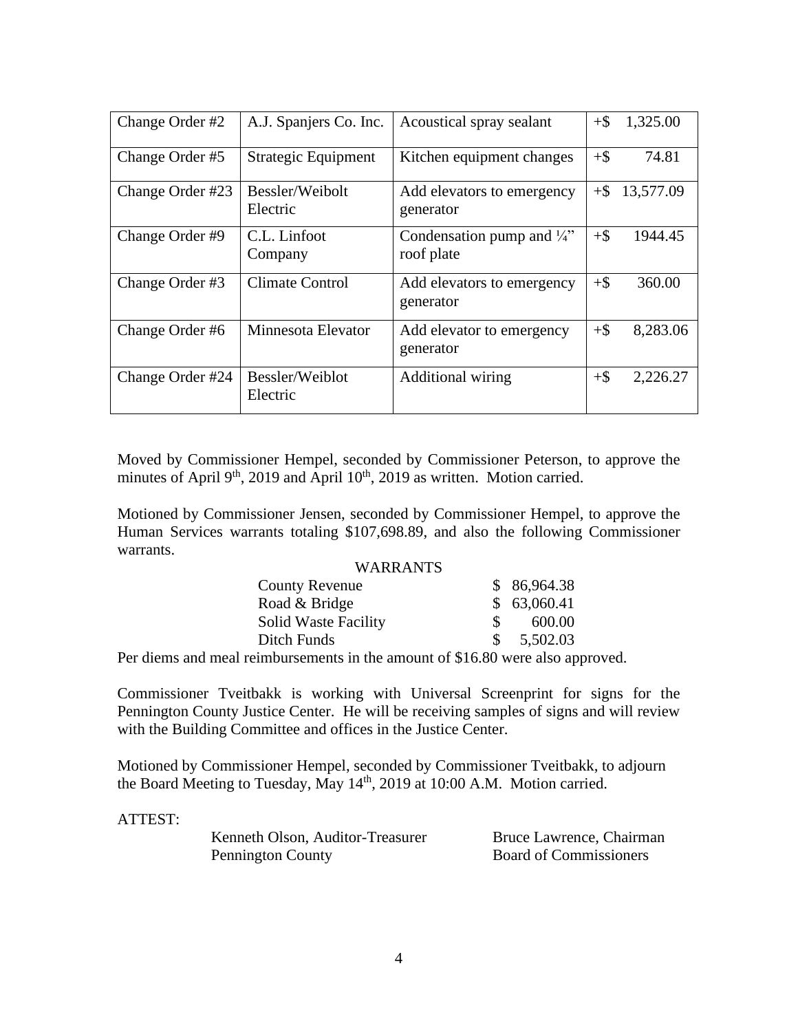| | | | |
|---|---|---|---|
| Change Order #2 | A.J. Spanjers Co. Inc. | Acoustical spray sealant | +$ 1,325.00 |
| Change Order #5 | Strategic Equipment | Kitchen equipment changes | +$ 74.81 |
| Change Order #23 | Bessler/Weibolt Electric | Add elevators to emergency generator | +$ 13,577.09 |
| Change Order #9 | C.L. Linfoot Company | Condensation pump and ¼" roof plate | +$ 1944.45 |
| Change Order #3 | Climate Control | Add elevators to emergency generator | +$ 360.00 |
| Change Order #6 | Minnesota Elevator | Add elevator to emergency generator | +$ 8,283.06 |
| Change Order #24 | Bessler/Weiblot Electric | Additional wiring | +$ 2,226.27 |

Moved by Commissioner Hempel, seconded by Commissioner Peterson, to approve the minutes of April 9th, 2019 and April 10th, 2019 as written. Motion carried.

Motioned by Commissioner Jensen, seconded by Commissioner Hempel, to approve the Human Services warrants totaling $107,698.89, and also the following Commissioner warrants.

| WARRANTS | |
|---|---|
| County Revenue | $ 86,964.38 |
| Road & Bridge | $ 63,060.41 |
| Solid Waste Facility | $ 600.00 |
| Ditch Funds | $ 5,502.03 |

Per diems and meal reimbursements in the amount of $16.80 were also approved.

Commissioner Tveitbakk is working with Universal Screenprint for signs for the Pennington County Justice Center. He will be receiving samples of signs and will review with the Building Committee and offices in the Justice Center.

Motioned by Commissioner Hempel, seconded by Commissioner Tveitbakk, to adjourn the Board Meeting to Tuesday, May 14th, 2019 at 10:00 A.M. Motion carried.

ATTEST:

Kenneth Olson, Auditor-Treasurer
Pennington County

Bruce Lawrence, Chairman
Board of Commissioners